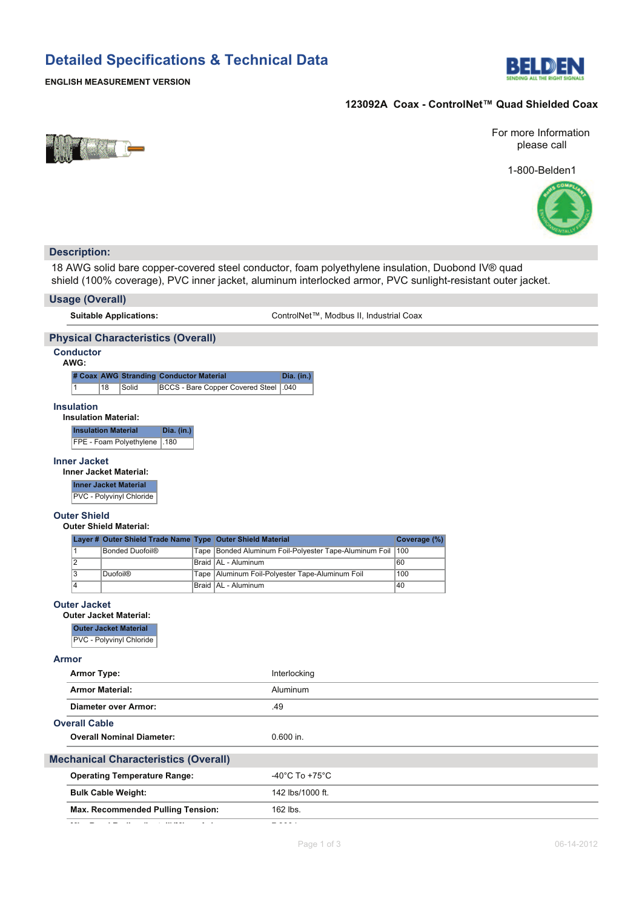# Detailed Specifications & Technical Data

**ENGLISH MEASUREMENT VERSION**

**123092A Coax - ControlNet™ Quad Shielded Coax**

For more Information please call

1-800-Belden1

## Description:

18 AWG solid bare copper-covered steel conductor, foam polyethylene insulation, Duobond IV® quad shield (100% coverage), PVC inner jacket, aluminum interlocked armor, PVC sunlight-resistant outer jacket.

## Usage (Overall)

| | |
|---|---|
| **Suitable Applications:** | ControlNet™, Modbus II, Industrial Coax |

## Physical Characteristics (Overall)

### Conductor

**AWG:**

| # Coax | AWG | Stranding | Conductor Material | Dia. (in.) |
|---|---|---|---|---|
| 1 | 18 | Solid | BCCS - Bare Copper Covered Steel | .040 |

### Insulation

**Insulation Material:**

| Insulation Material | Dia. (in.) |
|---|---|
| FPE - Foam Polyethylene | .180 |

### Inner Jacket

**Inner Jacket Material:**

| Inner Jacket Material |
|---|
| PVC - Polyvinyl Chloride |

### Outer Shield

**Outer Shield Material:**

| Layer # | Outer Shield Trade Name | Type | Outer Shield Material | Coverage (%) |
|---|---|---|---|---|
| 1 | Bonded Duofoil® | Tape | Bonded Aluminum Foil-Polyester Tape-Aluminum Foil | 100 |
| 2 | | Braid | AL - Aluminum | 60 |
| 3 | Duofoil® | Tape | Aluminum Foil-Polyester Tape-Aluminum Foil | 100 |
| 4 | | Braid | AL - Aluminum | 40 |

### Outer Jacket

**Outer Jacket Material:**

| Outer Jacket Material |
|---|
| PVC - Polyvinyl Chloride |

### Armor

| | |
|---|---|
| **Armor Type:** | Interlocking |
| **Armor Material:** | Aluminum |
| **Diameter over Armor:** | .49 |

### Overall Cable

| | |
|---|---|
| **Overall Nominal Diameter:** | 0.600 in. |

## Mechanical Characteristics (Overall)

| | |
|---|---|
| **Operating Temperature Range:** | -40°C To +75°C |
| **Bulk Cable Weight:** | 142 lbs/1000 ft. |
| **Max. Recommended Pulling Tension:** | 162 lbs. |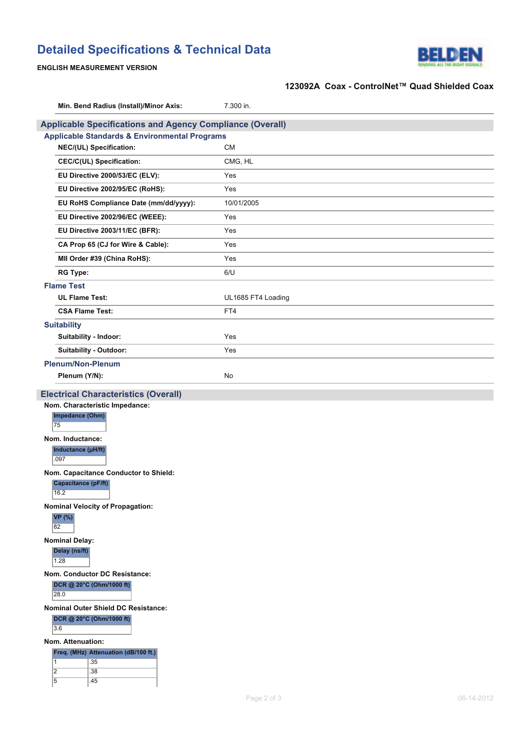# Detailed Specifications & Technical Data

**ENGLISH MEASUREMENT VERSION**

**123092A Coax - ControlNet™ Quad Shielded Coax**

| | |
|---|---|
| **Min. Bend Radius (Install)/Minor Axis:** | 7.300 in. |

## Applicable Specifications and Agency Compliance (Overall)

### Applicable Standards & Environmental Programs

| | |
|---|---|
| **NEC/(UL) Specification:** | CM |
| **CEC/C(UL) Specification:** | CMG, HL |
| **EU Directive 2000/53/EC (ELV):** | Yes |
| **EU Directive 2002/95/EC (RoHS):** | Yes |
| **EU RoHS Compliance Date (mm/dd/yyyy):** | 10/01/2005 |
| **EU Directive 2002/96/EC (WEEE):** | Yes |
| **EU Directive 2003/11/EC (BFR):** | Yes |
| **CA Prop 65 (CJ for Wire & Cable):** | Yes |
| **MII Order #39 (China RoHS):** | Yes |
| **RG Type:** | 6/U |

### Flame Test

| | |
|---|---|
| **UL Flame Test:** | UL1685 FT4 Loading |
| **CSA Flame Test:** | FT4 |

### Suitability

| | |
|---|---|
| **Suitability - Indoor:** | Yes |
| **Suitability - Outdoor:** | Yes |

### Plenum/Non-Plenum

| | |
|---|---|
| **Plenum (Y/N):** | No |

## Electrical Characteristics (Overall)

**Nom. Characteristic Impedance:**

| Impedance (Ohm) |
|---|
| 75 |

**Nom. Inductance:**

| Inductance (µH/ft) |
|---|
| .097 |

**Nom. Capacitance Conductor to Shield:**

| Capacitance (pF/ft) |
|---|
| 16.2 |

**Nominal Velocity of Propagation:**

| VP (%) |
|---|
| 82 |

**Nominal Delay:**

| Delay (ns/ft) |
|---|
| 1.28 |

**Nom. Conductor DC Resistance:**

| DCR @ 20°C (Ohm/1000 ft) |
|---|
| 28.0 |

**Nominal Outer Shield DC Resistance:**

| DCR @ 20°C (Ohm/1000 ft) |
|---|
| 3.6 |

**Nom. Attenuation:**

| Freq. (MHz) | Attenuation (dB/100 ft.) |
|---|---|
| 1 | .35 |
| 2 | .38 |
| 5 | .45 |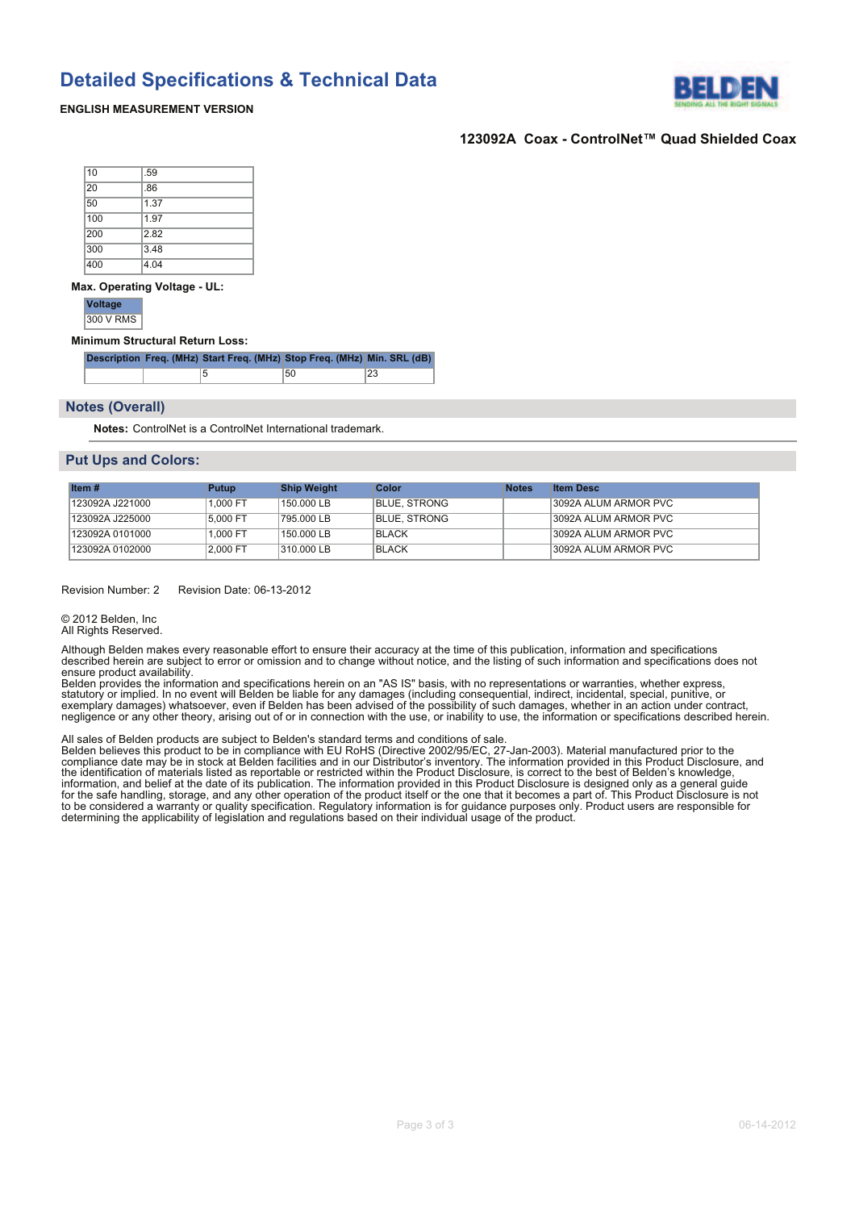# Detailed Specifications & Technical Data

**ENGLISH MEASUREMENT VERSION**

**123092A Coax - ControlNet™ Quad Shielded Coax**

| | |
|---|---|
| 10 | .59 |
| 20 | .86 |
| 50 | 1.37 |
| 100 | 1.97 |
| 200 | 2.82 |
| 300 | 3.48 |
| 400 | 4.04 |

**Max. Operating Voltage - UL:**

| Voltage |
|---|
| 300 V RMS |

**Minimum Structural Return Loss:**

| Description | Freq. (MHz) | Start Freq. (MHz) | Stop Freq. (MHz) | Min. SRL (dB) |
|---|---|---|---|---|
| | | 5 | 50 | 23 |

## Notes (Overall)

**Notes:** ControlNet is a ControlNet International trademark.

## Put Ups and Colors:

| Item # | Putup | Ship Weight | Color | Notes | Item Desc |
|---|---|---|---|---|---|
| 123092A J221000 | 1,000 FT | 150.000 LB | BLUE, STRONG | | 3092A ALUM ARMOR PVC |
| 123092A J225000 | 5,000 FT | 795.000 LB | BLUE, STRONG | | 3092A ALUM ARMOR PVC |
| 123092A 0101000 | 1,000 FT | 150.000 LB | BLACK | | 3092A ALUM ARMOR PVC |
| 123092A 0102000 | 2,000 FT | 310.000 LB | BLACK | | 3092A ALUM ARMOR PVC |

Revision Number: 2 Revision Date: 06-13-2012

© 2012 Belden, Inc
All Rights Reserved.

Although Belden makes every reasonable effort to ensure their accuracy at the time of this publication, information and specifications described herein are subject to error or omission and to change without notice, and the listing of such information and specifications does not ensure product availability.
Belden provides the information and specifications herein on an "AS IS" basis, with no representations or warranties, whether express, statutory or implied. In no event will Belden be liable for any damages (including consequential, indirect, incidental, special, punitive, or exemplary damages) whatsoever, even if Belden has been advised of the possibility of such damages, whether in an action under contract, negligence or any other theory, arising out of or in connection with the use, or inability to use, the information or specifications described herein.

All sales of Belden products are subject to Belden's standard terms and conditions of sale.
Belden believes this product to be in compliance with EU RoHS (Directive 2002/95/EC, 27-Jan-2003). Material manufactured prior to the compliance date may be in stock at Belden facilities and in our Distributor's inventory. The information provided in this Product Disclosure, and the identification of materials listed as reportable or restricted within the Product Disclosure, is correct to the best of Belden's knowledge, information, and belief at the date of its publication. The information provided in this Product Disclosure is designed only as a general guide for the safe handling, storage, and any other operation of the product itself or the one that it becomes a part of. This Product Disclosure is not to be considered a warranty or quality specification. Regulatory information is for guidance purposes only. Product users are responsible for determining the applicability of legislation and regulations based on their individual usage of the product.